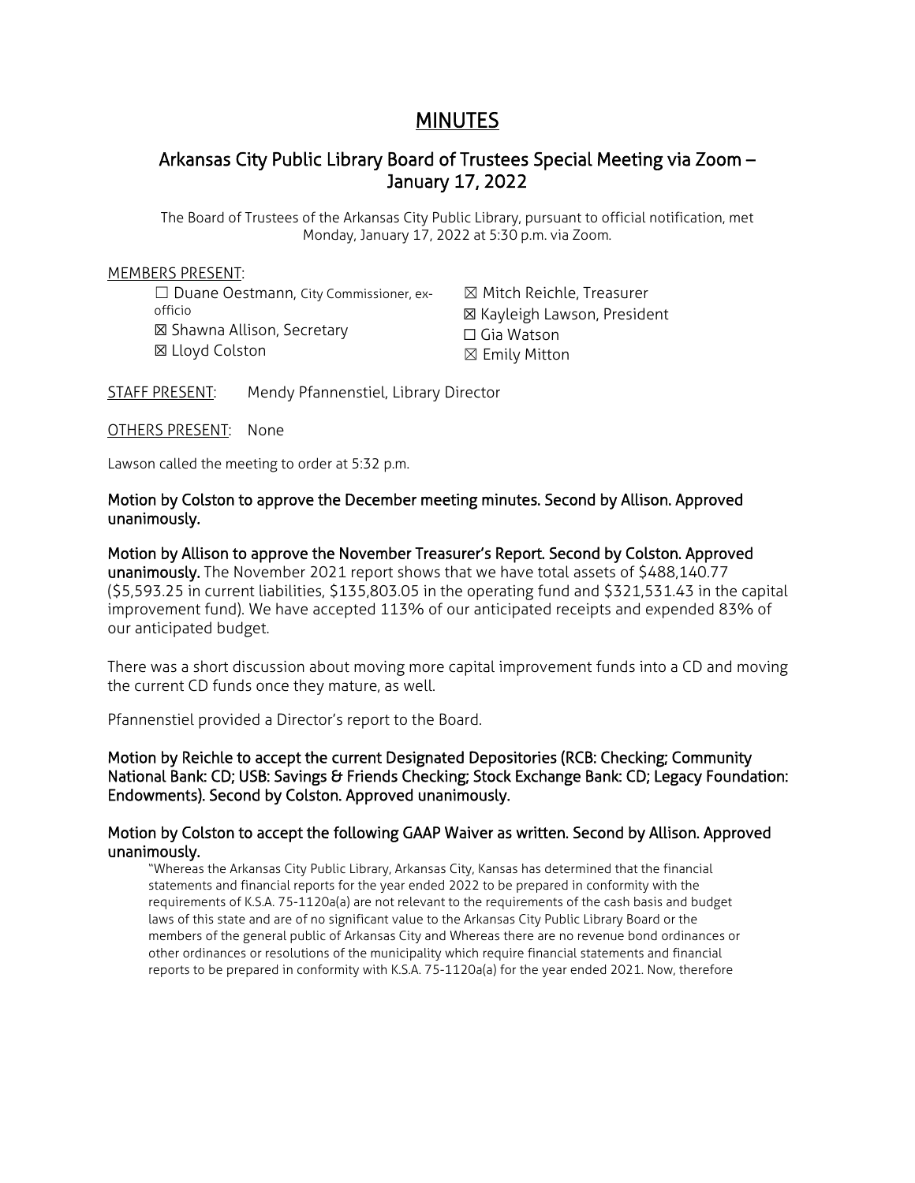# MINUTES

## Arkansas City Public Library Board of Trustees Special Meeting via Zoom – January 17, 2022

The Board of Trustees of the Arkansas City Public Library, pursuant to official notification, met Monday, January 17, 2022 at 5:30 p.m. via Zoom.

MEMBERS PRESENT:

☐ Duane Oestmann, City Commissioner, ex-officio
☒ Shawna Allison, Secretary
☒ Lloyd Colston
☒ Mitch Reichle, Treasurer
☒ Kayleigh Lawson, President
☐ Gia Watson
☒ Emily Mitton

STAFF PRESENT: Mendy Pfannenstiel, Library Director

OTHERS PRESENT: None

Lawson called the meeting to order at 5:32 p.m.

**Motion by Colston to approve the December meeting minutes. Second by Allison. Approved unanimously.**

**Motion by Allison to approve the November Treasurer's Report. Second by Colston. Approved unanimously.** The November 2021 report shows that we have total assets of $488,140.77 ($5,593.25 in current liabilities, $135,803.05 in the operating fund and $321,531.43 in the capital improvement fund). We have accepted 113% of our anticipated receipts and expended 83% of our anticipated budget.

There was a short discussion about moving more capital improvement funds into a CD and moving the current CD funds once they mature, as well.

Pfannenstiel provided a Director's report to the Board.

**Motion by Reichle to accept the current Designated Depositories (RCB: Checking; Community National Bank: CD; USB: Savings & Friends Checking; Stock Exchange Bank: CD; Legacy Foundation: Endowments). Second by Colston. Approved unanimously.**

**Motion by Colston to accept the following GAAP Waiver as written. Second by Allison. Approved unanimously.**

> "Whereas the Arkansas City Public Library, Arkansas City, Kansas has determined that the financial statements and financial reports for the year ended 2022 to be prepared in conformity with the requirements of K.S.A. 75-1120a(a) are not relevant to the requirements of the cash basis and budget laws of this state and are of no significant value to the Arkansas City Public Library Board or the members of the general public of Arkansas City and Whereas there are no revenue bond ordinances or other ordinances or resolutions of the municipality which require financial statements and financial reports to be prepared in conformity with K.S.A. 75-1120a(a) for the year ended 2021. Now, therefore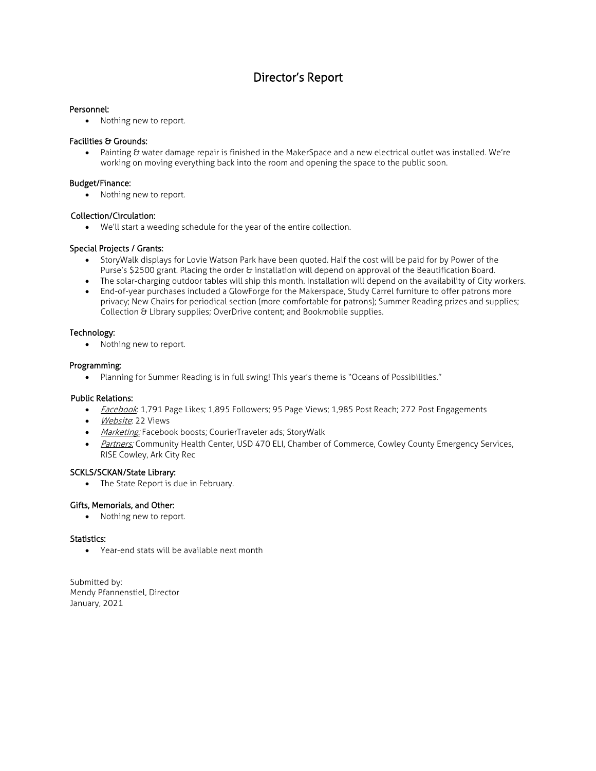# Director's Report

**Personnel:**

- Nothing new to report.

**Facilities & Grounds:**

- Painting & water damage repair is finished in the MakerSpace and a new electrical outlet was installed. We're working on moving everything back into the room and opening the space to the public soon.

**Budget/Finance:**

- Nothing new to report.

**Collection/Circulation:**

- We'll start a weeding schedule for the year of the entire collection.

**Special Projects / Grants:**

- StoryWalk displays for Lovie Watson Park have been quoted. Half the cost will be paid for by Power of the Purse's $2500 grant. Placing the order & installation will depend on approval of the Beautification Board.
- The solar-charging outdoor tables will ship this month. Installation will depend on the availability of City workers.
- End-of-year purchases included a GlowForge for the Makerspace, Study Carrel furniture to offer patrons more privacy; New Chairs for periodical section (more comfortable for patrons); Summer Reading prizes and supplies; Collection & Library supplies; OverDrive content; and Bookmobile supplies.

**Technology:**

- Nothing new to report.

**Programming:**

- Planning for Summer Reading is in full swing! This year's theme is "Oceans of Possibilities."

**Public Relations:**

- *Facebook*: 1,791 Page Likes; 1,895 Followers; 95 Page Views; 1,985 Post Reach; 272 Post Engagements
- *Website*: 22 Views
- *Marketing:* Facebook boosts; CourierTraveler ads; StoryWalk
- *Partners:* Community Health Center, USD 470 ELI, Chamber of Commerce, Cowley County Emergency Services, RISE Cowley, Ark City Rec

**SCKLS/SCKAN/State Library:**

- The State Report is due in February.

**Gifts, Memorials, and Other:**

- Nothing new to report.

**Statistics:**

- Year-end stats will be available next month

Submitted by:
Mendy Pfannenstiel, Director
January, 2021